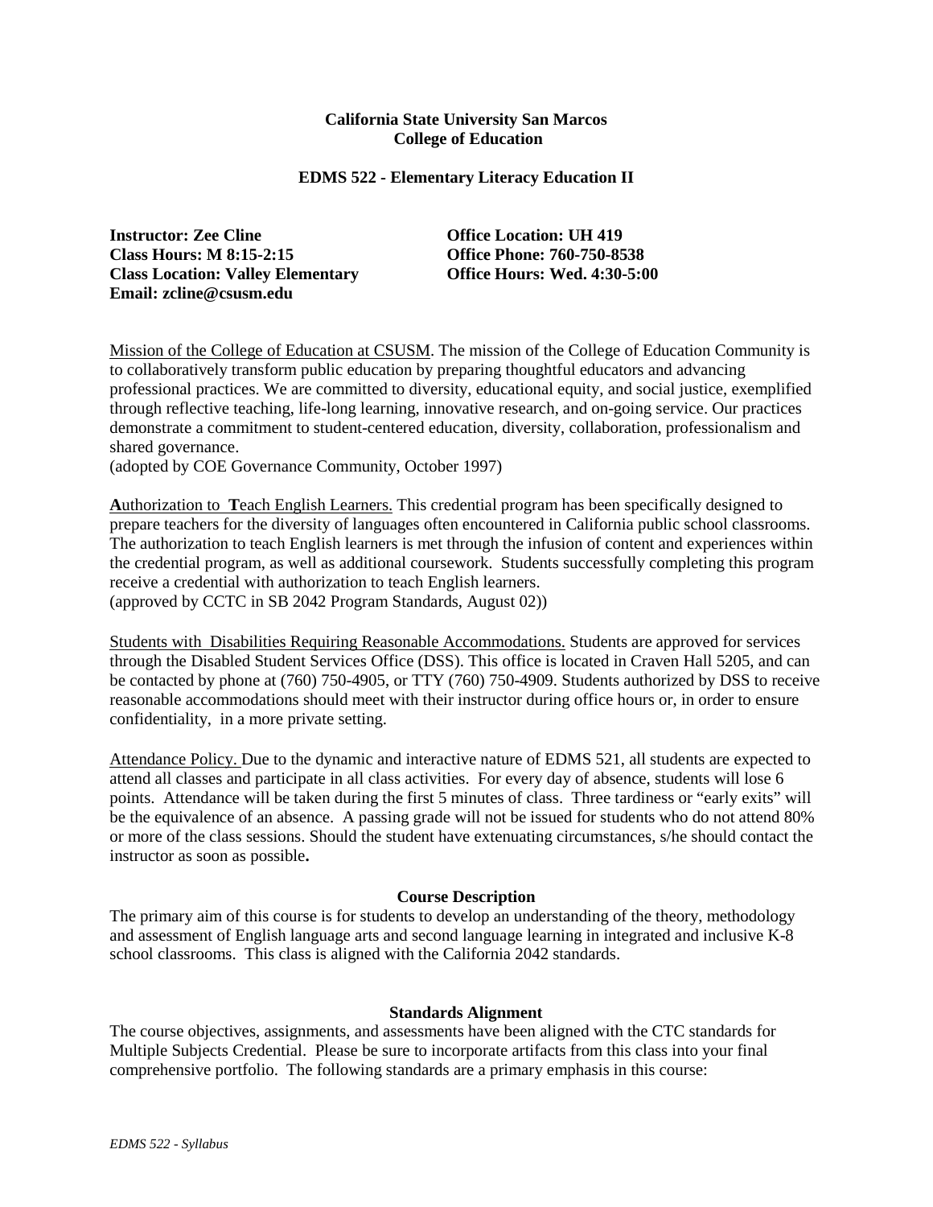**California State University San Marcos**
**College of Education**

**EDMS 522 - Elementary Literacy Education II**

**Instructor: Zee Cline**
**Class Hours: M 8:15-2:15**
**Class Location: Valley Elementary**
**Email: zcline@csusm.edu**

**Office Location: UH 419**
**Office Phone: 760-750-8538**
**Office Hours: Wed. 4:30-5:00**

Mission of the College of Education at CSUSM. The mission of the College of Education Community is to collaboratively transform public education by preparing thoughtful educators and advancing professional practices. We are committed to diversity, educational equity, and social justice, exemplified through reflective teaching, life-long learning, innovative research, and on-going service. Our practices demonstrate a commitment to student-centered education, diversity, collaboration, professionalism and shared governance.
(adopted by COE Governance Community, October 1997)

**A**uthorization to **T**each English Learners. This credential program has been specifically designed to prepare teachers for the diversity of languages often encountered in California public school classrooms. The authorization to teach English learners is met through the infusion of content and experiences within the credential program, as well as additional coursework. Students successfully completing this program receive a credential with authorization to teach English learners.
(approved by CCTC in SB 2042 Program Standards, August 02))

Students with Disabilities Requiring Reasonable Accommodations. Students are approved for services through the Disabled Student Services Office (DSS). This office is located in Craven Hall 5205, and can be contacted by phone at (760) 750-4905, or TTY (760) 750-4909. Students authorized by DSS to receive reasonable accommodations should meet with their instructor during office hours or, in order to ensure confidentiality, in a more private setting.

Attendance Policy. Due to the dynamic and interactive nature of EDMS 521, all students are expected to attend all classes and participate in all class activities. For every day of absence, students will lose 6 points. Attendance will be taken during the first 5 minutes of class. Three tardiness or "early exits" will be the equivalence of an absence. A passing grade will not be issued for students who do not attend 80% or more of the class sessions. Should the student have extenuating circumstances, s/he should contact the instructor as soon as possible**.**

## Course Description

The primary aim of this course is for students to develop an understanding of the theory, methodology and assessment of English language arts and second language learning in integrated and inclusive K-8 school classrooms. This class is aligned with the California 2042 standards.

## Standards Alignment

The course objectives, assignments, and assessments have been aligned with the CTC standards for Multiple Subjects Credential. Please be sure to incorporate artifacts from this class into your final comprehensive portfolio. The following standards are a primary emphasis in this course: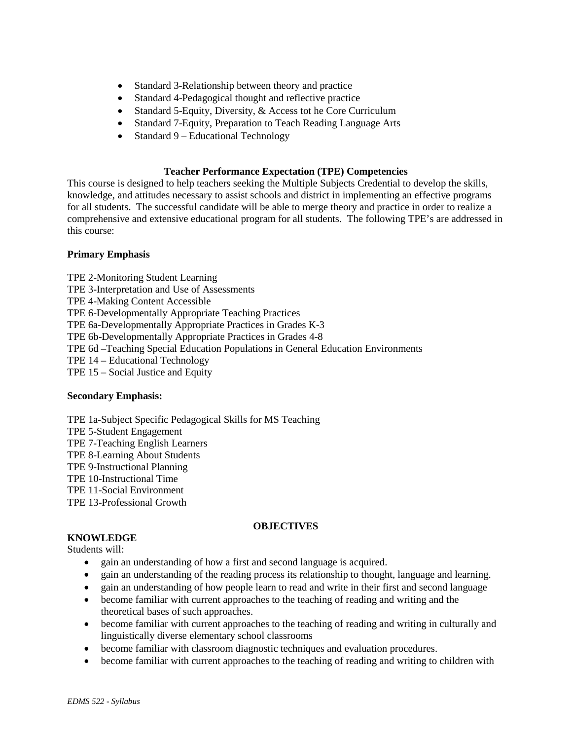- Standard 3-Relationship between theory and practice
- Standard 4-Pedagogical thought and reflective practice
- Standard 5-Equity, Diversity, & Access tot he Core Curriculum
- Standard 7-Equity, Preparation to Teach Reading Language Arts
- Standard 9 – Educational Technology

**Teacher Performance Expectation (TPE) Competencies**

This course is designed to help teachers seeking the Multiple Subjects Credential to develop the skills, knowledge, and attitudes necessary to assist schools and district in implementing an effective programs for all students. The successful candidate will be able to merge theory and practice in order to realize a comprehensive and extensive educational program for all students. The following TPE's are addressed in this course:

**Primary Emphasis**

TPE 2-Monitoring Student Learning
TPE 3-Interpretation and Use of Assessments
TPE 4-Making Content Accessible
TPE 6-Developmentally Appropriate Teaching Practices
TPE 6a-Developmentally Appropriate Practices in Grades K-3
TPE 6b-Developmentally Appropriate Practices in Grades 4-8
TPE 6d –Teaching Special Education Populations in General Education Environments
TPE 14 – Educational Technology
TPE 15 – Social Justice and Equity

**Secondary Emphasis:**

TPE 1a-Subject Specific Pedagogical Skills for MS Teaching
TPE 5-Student Engagement
TPE 7-Teaching English Learners
TPE 8-Learning About Students
TPE 9-Instructional Planning
TPE 10-Instructional Time
TPE 11-Social Environment
TPE 13-Professional Growth

**OBJECTIVES**

**KNOWLEDGE**

Students will:

- gain an understanding of how a first and second language is acquired.
- gain an understanding of the reading process its relationship to thought, language and learning.
- gain an understanding of how people learn to read and write in their first and second language
- become familiar with current approaches to the teaching of reading and writing and the theoretical bases of such approaches.
- become familiar with current approaches to the teaching of reading and writing in culturally and linguistically diverse elementary school classrooms
- become familiar with classroom diagnostic techniques and evaluation procedures.
- become familiar with current approaches to the teaching of reading and writing to children with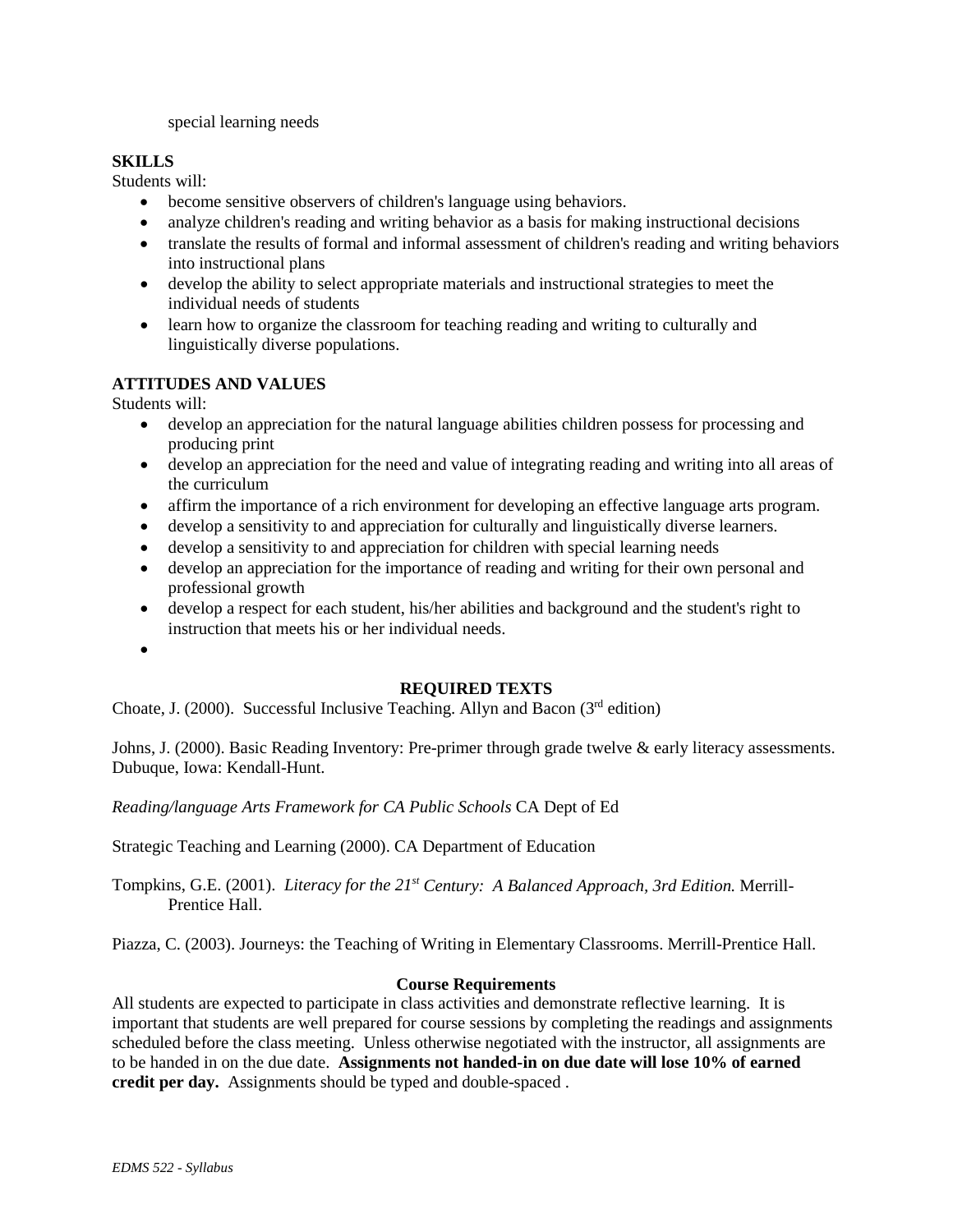special learning needs

**SKILLS**

Students will:

- become sensitive observers of children's language using behaviors.
- analyze children's reading and writing behavior as a basis for making instructional decisions
- translate the results of formal and informal assessment of children's reading and writing behaviors into instructional plans
- develop the ability to select appropriate materials and instructional strategies to meet the individual needs of students
- learn how to organize the classroom for teaching reading and writing to culturally and linguistically diverse populations.

**ATTITUDES AND VALUES**

Students will:

- develop an appreciation for the natural language abilities children possess for processing and producing print
- develop an appreciation for the need and value of integrating reading and writing into all areas of the curriculum
- affirm the importance of a rich environment for developing an effective language arts program.
- develop a sensitivity to and appreciation for culturally and linguistically diverse learners.
- develop a sensitivity to and appreciation for children with special learning needs
- develop an appreciation for the importance of reading and writing for their own personal and professional growth
- develop a respect for each student, his/her abilities and background and the student's right to instruction that meets his or her individual needs.
-

## REQUIRED TEXTS

Choate, J. (2000). Successful Inclusive Teaching. Allyn and Bacon (3rd edition)

Johns, J. (2000). Basic Reading Inventory: Pre-primer through grade twelve & early literacy assessments. Dubuque, Iowa: Kendall-Hunt.

*Reading/language Arts Framework for CA Public Schools* CA Dept of Ed

Strategic Teaching and Learning (2000). CA Department of Education

Tompkins, G.E. (2001). *Literacy for the 21st Century: A Balanced Approach, 3rd Edition.* Merrill-Prentice Hall.

Piazza, C. (2003). Journeys: the Teaching of Writing in Elementary Classrooms. Merrill-Prentice Hall.

### Course Requirements

All students are expected to participate in class activities and demonstrate reflective learning. It is important that students are well prepared for course sessions by completing the readings and assignments scheduled before the class meeting. Unless otherwise negotiated with the instructor, all assignments are to be handed in on the due date. **Assignments not handed-in on due date will lose 10% of earned credit per day.** Assignments should be typed and double-spaced .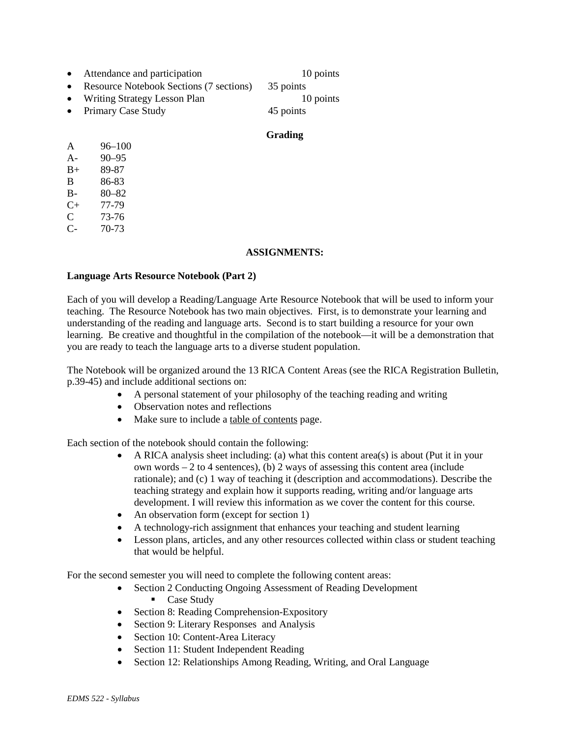- Attendance and participation 10 points
- Resource Notebook Sections (7 sections) 35 points
- Writing Strategy Lesson Plan 10 points
- Primary Case Study 45 points

**Grading**

| | |
|---|---|
| A | 96–100 |
| A- | 90–95 |
| B+ | 89-87 |
| B | 86-83 |
| B- | 80–82 |
| C+ | 77-79 |
| C | 73-76 |
| C- | 70-73 |

**ASSIGNMENTS:**

**Language Arts Resource Notebook (Part 2)**

Each of you will develop a Reading/Language Arte Resource Notebook that will be used to inform your teaching. The Resource Notebook has two main objectives. First, is to demonstrate your learning and understanding of the reading and language arts. Second is to start building a resource for your own learning. Be creative and thoughtful in the compilation of the notebook—it will be a demonstration that you are ready to teach the language arts to a diverse student population.

The Notebook will be organized around the 13 RICA Content Areas (see the RICA Registration Bulletin, p.39-45) and include additional sections on:

- A personal statement of your philosophy of the teaching reading and writing
- Observation notes and reflections
- Make sure to include a <u>table of contents</u> page.

Each section of the notebook should contain the following:

- A RICA analysis sheet including: (a) what this content area(s) is about (Put it in your own words – 2 to 4 sentences), (b) 2 ways of assessing this content area (include rationale); and (c) 1 way of teaching it (description and accommodations). Describe the teaching strategy and explain how it supports reading, writing and/or language arts development. I will review this information as we cover the content for this course.
- An observation form (except for section 1)
- A technology-rich assignment that enhances your teaching and student learning
- Lesson plans, articles, and any other resources collected within class or student teaching that would be helpful.

For the second semester you will need to complete the following content areas:

- Section 2 Conducting Ongoing Assessment of Reading Development
  - Case Study
- Section 8: Reading Comprehension-Expository
- Section 9: Literary Responses and Analysis
- Section 10: Content-Area Literacy
- Section 11: Student Independent Reading
- Section 12: Relationships Among Reading, Writing, and Oral Language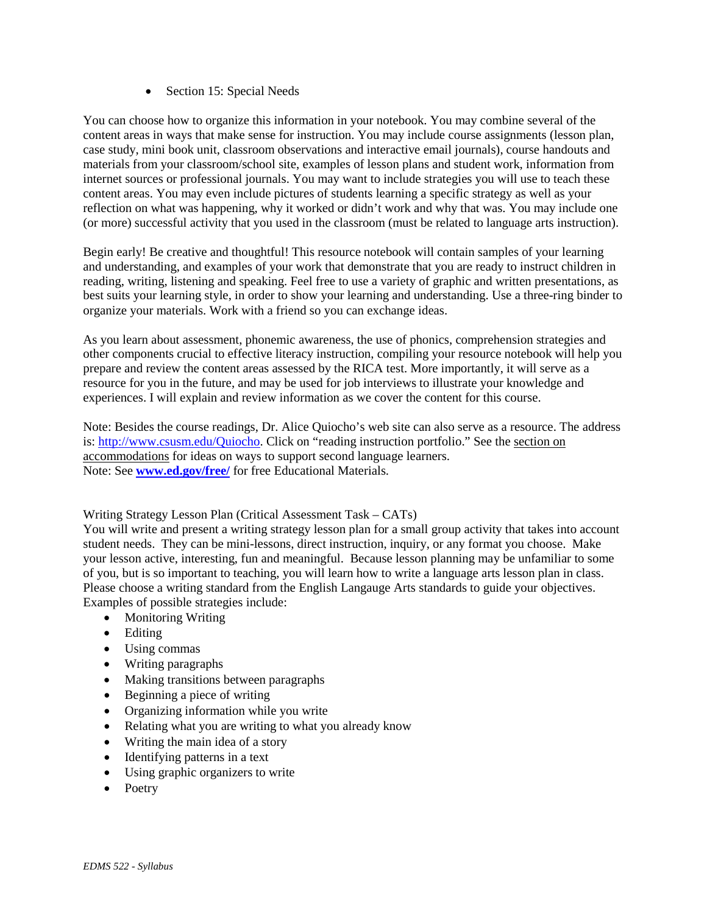- Section 15: Special Needs

You can choose how to organize this information in your notebook. You may combine several of the content areas in ways that make sense for instruction. You may include course assignments (lesson plan, case study, mini book unit, classroom observations and interactive email journals), course handouts and materials from your classroom/school site, examples of lesson plans and student work, information from internet sources or professional journals. You may want to include strategies you will use to teach these content areas. You may even include pictures of students learning a specific strategy as well as your reflection on what was happening, why it worked or didn't work and why that was. You may include one (or more) successful activity that you used in the classroom (must be related to language arts instruction).

Begin early! Be creative and thoughtful! This resource notebook will contain samples of your learning and understanding, and examples of your work that demonstrate that you are ready to instruct children in reading, writing, listening and speaking. Feel free to use a variety of graphic and written presentations, as best suits your learning style, in order to show your learning and understanding. Use a three-ring binder to organize your materials. Work with a friend so you can exchange ideas.

As you learn about assessment, phonemic awareness, the use of phonics, comprehension strategies and other components crucial to effective literacy instruction, compiling your resource notebook will help you prepare and review the content areas assessed by the RICA test. More importantly, it will serve as a resource for you in the future, and may be used for job interviews to illustrate your knowledge and experiences. I will explain and review information as we cover the content for this course.

Note: Besides the course readings, Dr. Alice Quiocho's web site can also serve as a resource. The address is: http://www.csusm.edu/Quiocho. Click on "reading instruction portfolio." See the section on accommodations for ideas on ways to support second language learners.
Note: See **www.ed.gov/free/** for free Educational Materials.

Writing Strategy Lesson Plan (Critical Assessment Task – CATs)
You will write and present a writing strategy lesson plan for a small group activity that takes into account student needs. They can be mini-lessons, direct instruction, inquiry, or any format you choose. Make your lesson active, interesting, fun and meaningful. Because lesson planning may be unfamiliar to some of you, but is so important to teaching, you will learn how to write a language arts lesson plan in class. Please choose a writing standard from the English Langauge Arts standards to guide your objectives. Examples of possible strategies include:

- Monitoring Writing
- Editing
- Using commas
- Writing paragraphs
- Making transitions between paragraphs
- Beginning a piece of writing
- Organizing information while you write
- Relating what you are writing to what you already know
- Writing the main idea of a story
- Identifying patterns in a text
- Using graphic organizers to write
- Poetry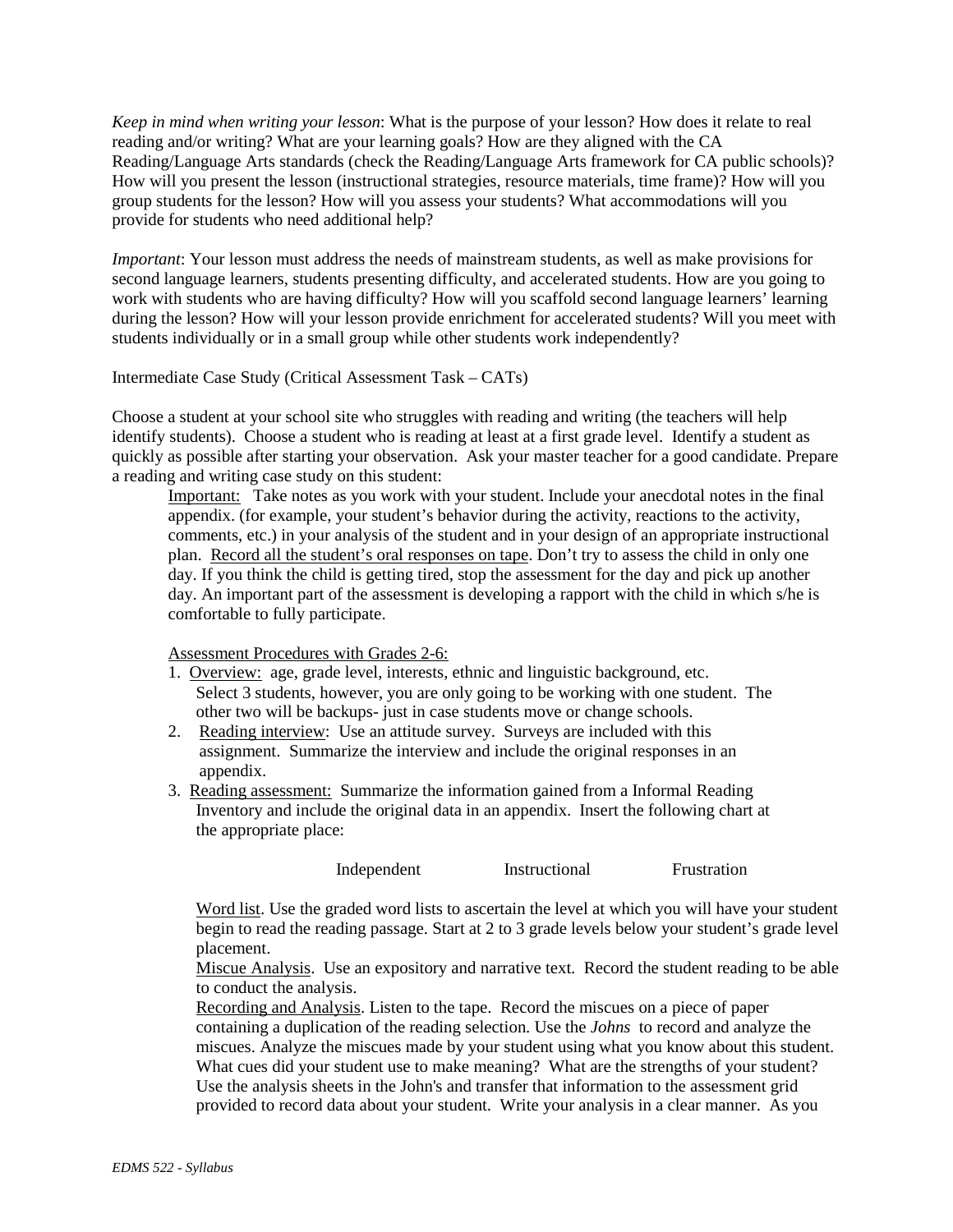*Keep in mind when writing your lesson*: What is the purpose of your lesson? How does it relate to real reading and/or writing? What are your learning goals? How are they aligned with the CA Reading/Language Arts standards (check the Reading/Language Arts framework for CA public schools)? How will you present the lesson (instructional strategies, resource materials, time frame)? How will you group students for the lesson? How will you assess your students? What accommodations will you provide for students who need additional help?

*Important*: Your lesson must address the needs of mainstream students, as well as make provisions for second language learners, students presenting difficulty, and accelerated students. How are you going to work with students who are having difficulty? How will you scaffold second language learners' learning during the lesson? How will your lesson provide enrichment for accelerated students? Will you meet with students individually or in a small group while other students work independently?

Intermediate Case Study (Critical Assessment Task – CATs)

Choose a student at your school site who struggles with reading and writing (the teachers will help identify students). Choose a student who is reading at least at a first grade level. Identify a student as quickly as possible after starting your observation. Ask your master teacher for a good candidate. Prepare a reading and writing case study on this student:

> Important: Take notes as you work with your student. Include your anecdotal notes in the final appendix. (for example, your student's behavior during the activity, reactions to the activity, comments, etc.) in your analysis of the student and in your design of an appropriate instructional plan. Record all the student's oral responses on tape. Don't try to assess the child in only one day. If you think the child is getting tired, stop the assessment for the day and pick up another day. An important part of the assessment is developing a rapport with the child in which s/he is comfortable to fully participate.
>
> Assessment Procedures with Grades 2-6:
>
> 1. Overview: age, grade level, interests, ethnic and linguistic background, etc. Select 3 students, however, you are only going to be working with one student. The other two will be backups- just in case students move or change schools.
> 2. Reading interview: Use an attitude survey. Surveys are included with this assignment. Summarize the interview and include the original responses in an appendix.
> 3. Reading assessment: Summarize the information gained from a Informal Reading Inventory and include the original data in an appendix. Insert the following chart at the appropriate place:
>
> | Independent | Instructional | Frustration |
> |---|---|---|
>
> Word list. Use the graded word lists to ascertain the level at which you will have your student begin to read the reading passage. Start at 2 to 3 grade levels below your student's grade level placement.
>
> Miscue Analysis. Use an expository and narrative text. Record the student reading to be able to conduct the analysis.
>
> Recording and Analysis. Listen to the tape. Record the miscues on a piece of paper containing a duplication of the reading selection. Use the *Johns* to record and analyze the miscues. Analyze the miscues made by your student using what you know about this student. What cues did your student use to make meaning? What are the strengths of your student? Use the analysis sheets in the John's and transfer that information to the assessment grid provided to record data about your student. Write your analysis in a clear manner. As you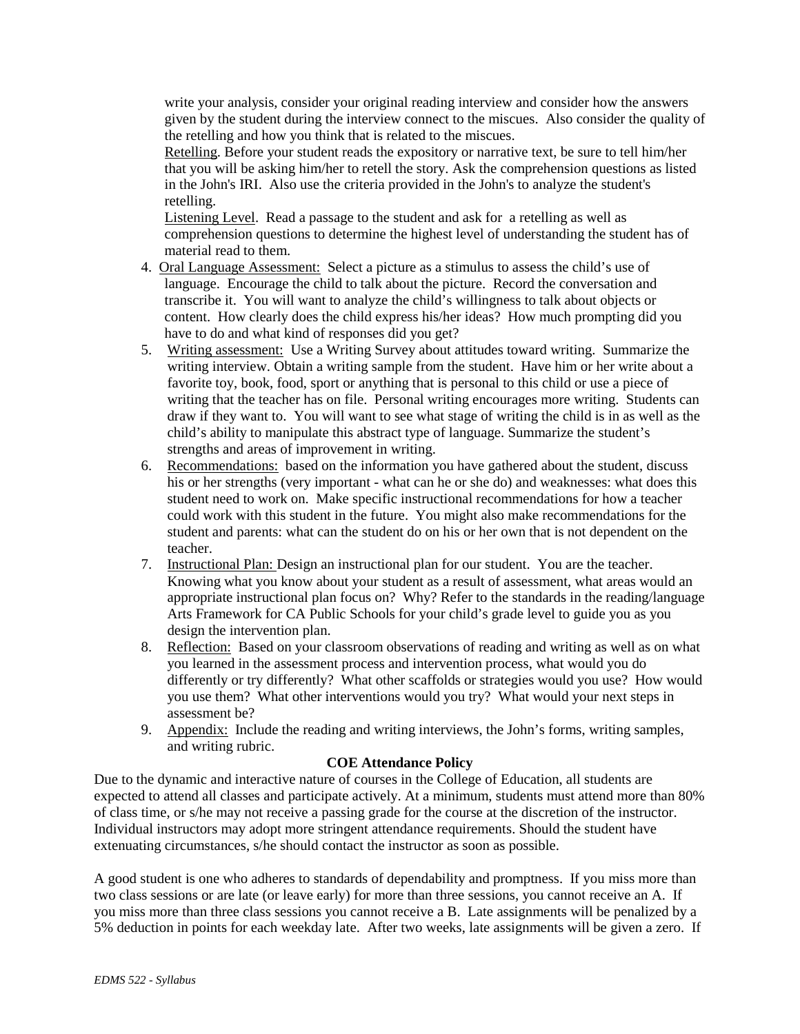write your analysis, consider your original reading interview and consider how the answers given by the student during the interview connect to the miscues. Also consider the quality of the retelling and how you think that is related to the miscues.

Retelling. Before your student reads the expository or narrative text, be sure to tell him/her that you will be asking him/her to retell the story. Ask the comprehension questions as listed in the John's IRI. Also use the criteria provided in the John's to analyze the student's retelling.

Listening Level. Read a passage to the student and ask for a retelling as well as comprehension questions to determine the highest level of understanding the student has of material read to them.

4. Oral Language Assessment: Select a picture as a stimulus to assess the child's use of language. Encourage the child to talk about the picture. Record the conversation and transcribe it. You will want to analyze the child's willingness to talk about objects or content. How clearly does the child express his/her ideas? How much prompting did you have to do and what kind of responses did you get?
5. Writing assessment: Use a Writing Survey about attitudes toward writing. Summarize the writing interview. Obtain a writing sample from the student. Have him or her write about a favorite toy, book, food, sport or anything that is personal to this child or use a piece of writing that the teacher has on file. Personal writing encourages more writing. Students can draw if they want to. You will want to see what stage of writing the child is in as well as the child's ability to manipulate this abstract type of language. Summarize the student's strengths and areas of improvement in writing.
6. Recommendations: based on the information you have gathered about the student, discuss his or her strengths (very important - what can he or she do) and weaknesses: what does this student need to work on. Make specific instructional recommendations for how a teacher could work with this student in the future. You might also make recommendations for the student and parents: what can the student do on his or her own that is not dependent on the teacher.
7. Instructional Plan: Design an instructional plan for our student. You are the teacher. Knowing what you know about your student as a result of assessment, what areas would an appropriate instructional plan focus on? Why? Refer to the standards in the reading/language Arts Framework for CA Public Schools for your child's grade level to guide you as you design the intervention plan.
8. Reflection: Based on your classroom observations of reading and writing as well as on what you learned in the assessment process and intervention process, what would you do differently or try differently? What other scaffolds or strategies would you use? How would you use them? What other interventions would you try? What would your next steps in assessment be?
9. Appendix: Include the reading and writing interviews, the John's forms, writing samples, and writing rubric.

**COE Attendance Policy**

Due to the dynamic and interactive nature of courses in the College of Education, all students are expected to attend all classes and participate actively. At a minimum, students must attend more than 80% of class time, or s/he may not receive a passing grade for the course at the discretion of the instructor. Individual instructors may adopt more stringent attendance requirements. Should the student have extenuating circumstances, s/he should contact the instructor as soon as possible.

A good student is one who adheres to standards of dependability and promptness. If you miss more than two class sessions or are late (or leave early) for more than three sessions, you cannot receive an A. If you miss more than three class sessions you cannot receive a B. Late assignments will be penalized by a 5% deduction in points for each weekday late. After two weeks, late assignments will be given a zero. If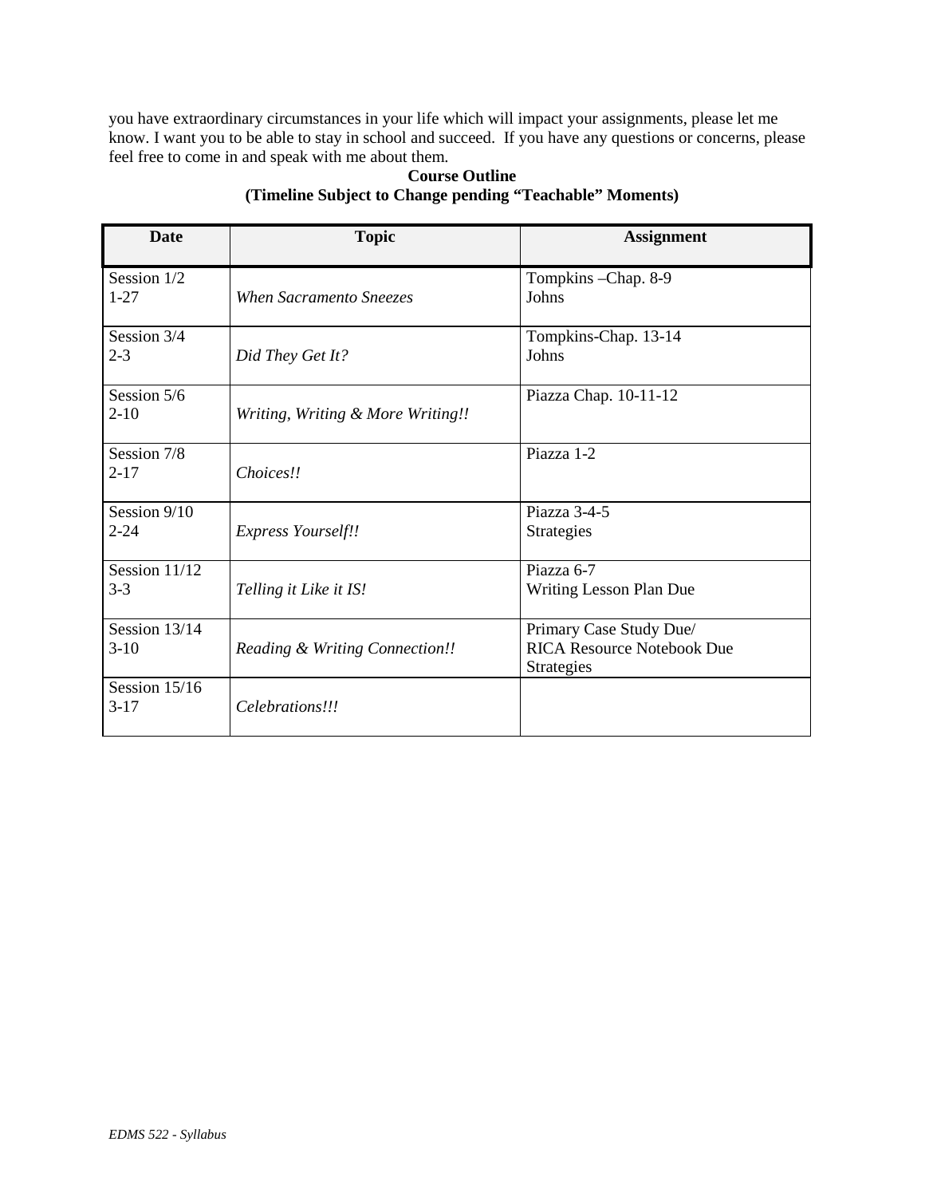you have extraordinary circumstances in your life which will impact your assignments, please let me know. I want you to be able to stay in school and succeed. If you have any questions or concerns, please feel free to come in and speak with me about them.

**Course Outline**
**(Timeline Subject to Change pending "Teachable" Moments)**

| Date | Topic | Assignment |
| --- | --- | --- |
| Session 1/2<br>1-27 | *When Sacramento Sneezes* | Tompkins –Chap. 8-9<br>Johns |
| Session 3/4<br>2-3 | *Did They Get It?* | Tompkins-Chap. 13-14<br>Johns |
| Session 5/6<br>2-10 | *Writing, Writing & More Writing!!* | Piazza Chap. 10-11-12 |
| Session 7/8<br>2-17 | *Choices!!* | Piazza 1-2 |
| Session 9/10<br>2-24 | *Express Yourself!!* | Piazza 3-4-5<br>Strategies |
| Session 11/12<br>3-3 | *Telling it Like it IS!* | Piazza 6-7<br>Writing Lesson Plan Due |
| Session 13/14<br>3-10 | *Reading & Writing Connection!!* | Primary Case Study Due/<br>RICA Resource Notebook Due<br>Strategies |
| Session 15/16<br>3-17 | *Celebrations!!!* | |